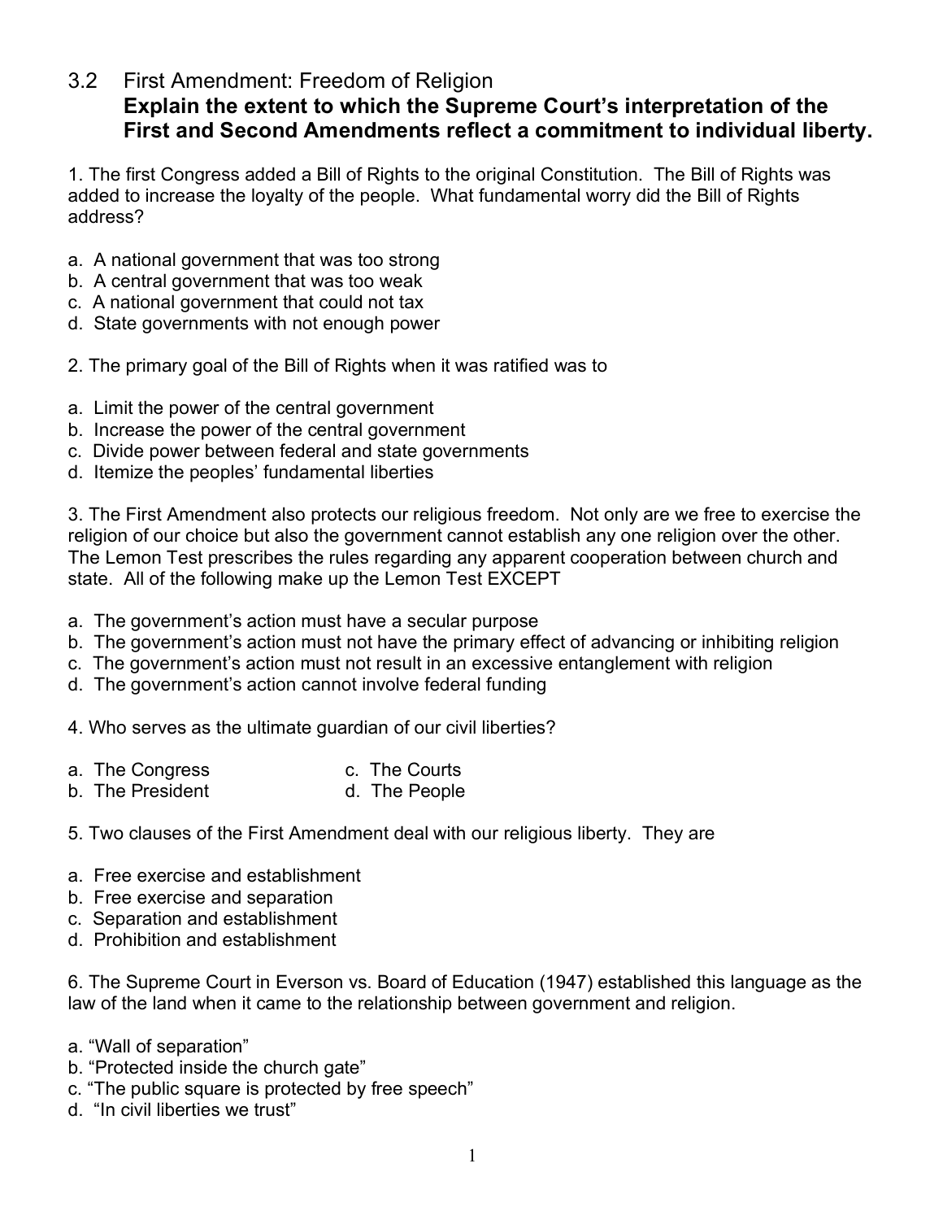# 3.2 First Amendment: Freedom of Religion

**Explain the extent to which the Supreme Court's interpretation of the First and Second Amendments reflect a commitment to individual liberty.**

1. The first Congress added a Bill of Rights to the original Constitution. The Bill of Rights was added to increase the loyalty of the people. What fundamental worry did the Bill of Rights address?

a. A national government that was too strong
b. A central government that was too weak
c. A national government that could not tax
d. State governments with not enough power

2. The primary goal of the Bill of Rights when it was ratified was to

a. Limit the power of the central government
b. Increase the power of the central government
c. Divide power between federal and state governments
d. Itemize the peoples' fundamental liberties

3. The First Amendment also protects our religious freedom. Not only are we free to exercise the religion of our choice but also the government cannot establish any one religion over the other. The Lemon Test prescribes the rules regarding any apparent cooperation between church and state. All of the following make up the Lemon Test EXCEPT

a. The government's action must have a secular purpose
b. The government's action must not have the primary effect of advancing or inhibiting religion
c. The government's action must not result in an excessive entanglement with religion
d. The government's action cannot involve federal funding

4. Who serves as the ultimate guardian of our civil liberties?

a. The Congress
b. The President
c. The Courts
d. The People

5. Two clauses of the First Amendment deal with our religious liberty. They are

a. Free exercise and establishment
b. Free exercise and separation
c. Separation and establishment
d. Prohibition and establishment

6. The Supreme Court in Everson vs. Board of Education (1947) established this language as the law of the land when it came to the relationship between government and religion.

a. "Wall of separation"
b. "Protected inside the church gate"
c. "The public square is protected by free speech"
d. "In civil liberties we trust"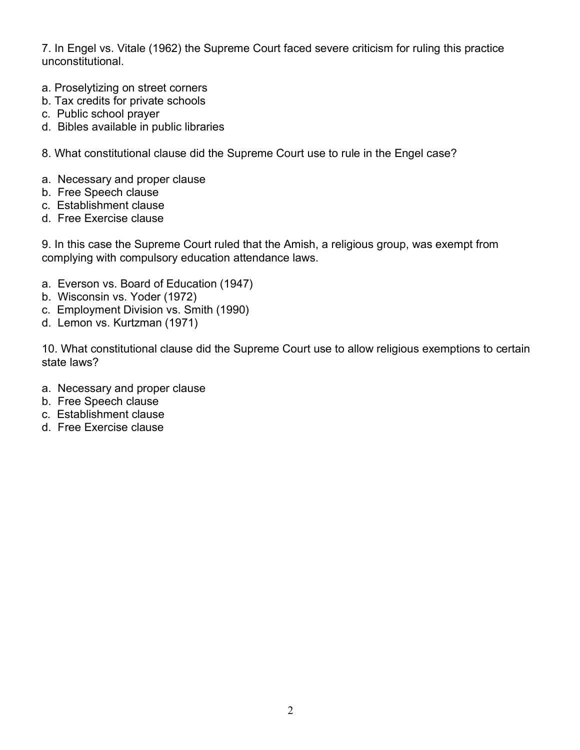7. In Engel vs. Vitale (1962) the Supreme Court faced severe criticism for ruling this practice unconstitutional.

a. Proselytizing on street corners
b. Tax credits for private schools
c. Public school prayer
d. Bibles available in public libraries

8. What constitutional clause did the Supreme Court use to rule in the Engel case?

a. Necessary and proper clause
b. Free Speech clause
c. Establishment clause
d. Free Exercise clause

9. In this case the Supreme Court ruled that the Amish, a religious group, was exempt from complying with compulsory education attendance laws.

a. Everson vs. Board of Education (1947)
b. Wisconsin vs. Yoder (1972)
c. Employment Division vs. Smith (1990)
d. Lemon vs. Kurtzman (1971)

10. What constitutional clause did the Supreme Court use to allow religious exemptions to certain state laws?

a. Necessary and proper clause
b. Free Speech clause
c. Establishment clause
d. Free Exercise clause